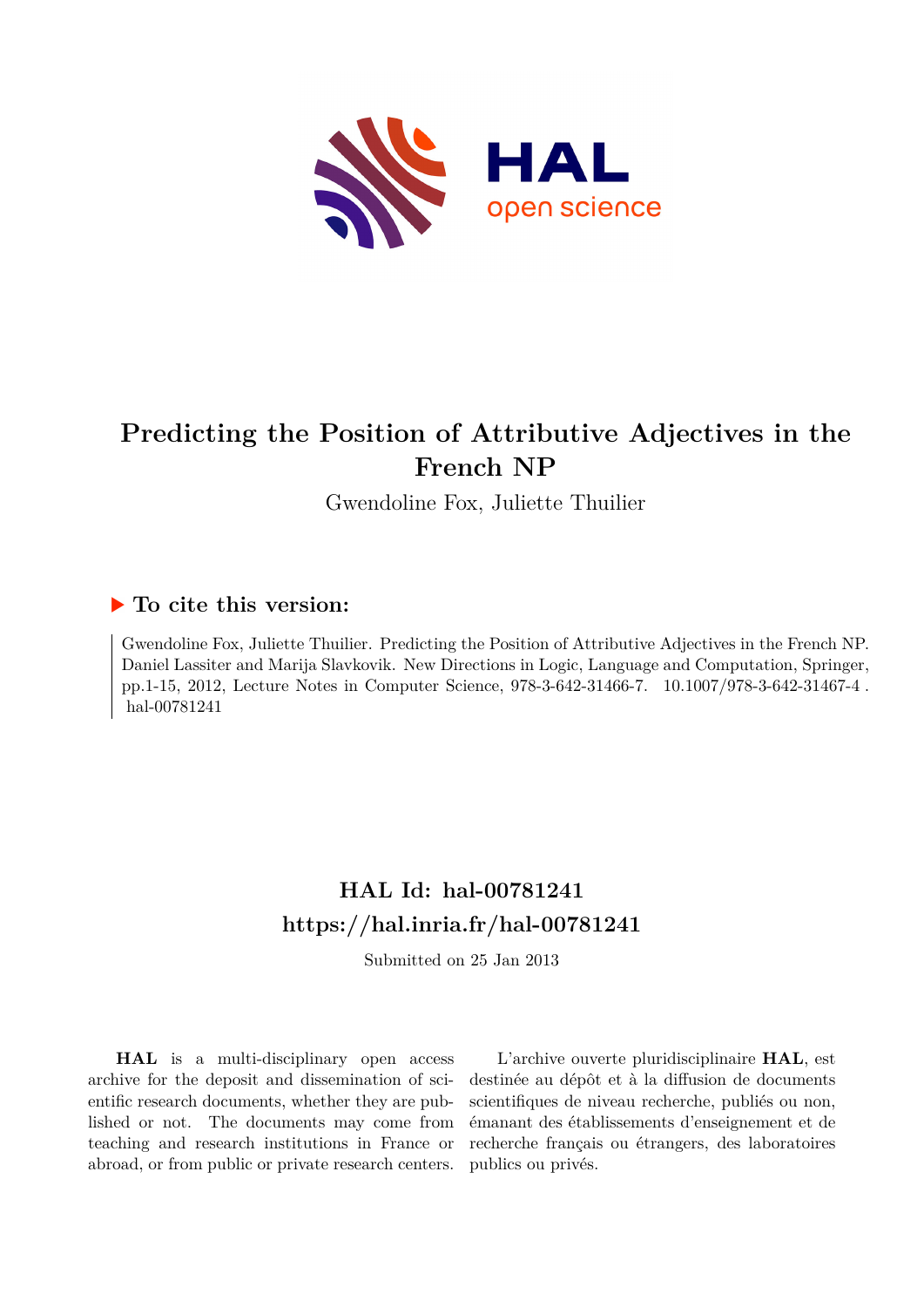# Predicting the Position of Attributive Adjectives in the French NP

Gwendoline Fox, Juliette Thuilier

## ▶ To cite this version:

Gwendoline Fox, Juliette Thuilier. Predicting the Position of Attributive Adjectives in the French NP. Daniel Lassiter and Marija Slavkovik. New Directions in Logic, Language and Computation, Springer, pp.1-15, 2012, Lecture Notes in Computer Science, 978-3-642-31466-7. 10.1007/978-3-642-31467-4 . hal-00781241

## HAL Id: hal-00781241
## https://hal.inria.fr/hal-00781241

Submitted on 25 Jan 2013

**HAL** is a multi-disciplinary open access archive for the deposit and dissemination of scientific research documents, whether they are published or not. The documents may come from teaching and research institutions in France or abroad, or from public or private research centers.

L'archive ouverte pluridisciplinaire **HAL**, est destinée au dépôt et à la diffusion de documents scientifiques de niveau recherche, publiés ou non, émanant des établissements d'enseignement et de recherche français ou étrangers, des laboratoires publics ou privés.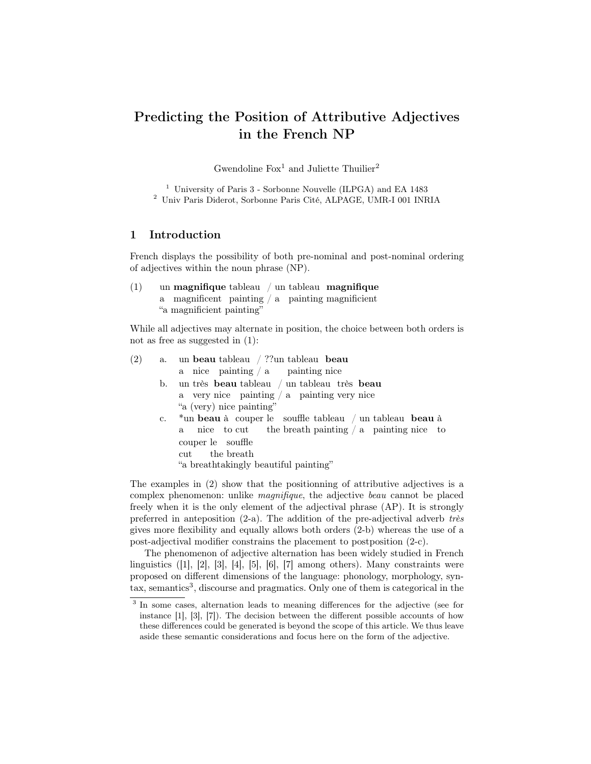# Predicting the Position of Attributive Adjectives in the French NP

Gwendoline Fox[1] and Juliette Thuilier[2]

[1] University of Paris 3 - Sorbonne Nouvelle (ILPGA) and EA 1483
[2] Univ Paris Diderot, Sorbonne Paris Cité, ALPAGE, UMR-I 001 INRIA

## 1 Introduction

French displays the possibility of both pre-nominal and post-nominal ordering of adjectives within the noun phrase (NP).

(1) un **magnifique** tableau / un tableau **magnifique**
a magnificent painting / a painting magnificient
"a magnificient painting"

While all adjectives may alternate in position, the choice between both orders is not as free as suggested in (1):

(2) a. un **beau** tableau / ??un tableau **beau**
a nice painting / a painting nice
b. un très **beau** tableau / un tableau très **beau**
a very nice painting / a painting very nice
"a (very) nice painting"
c. *un **beau** à couper le souffle tableau / un tableau **beau** à couper le souffle
a nice to cut the breath painting / a painting nice to cut the breath
"a breathtakingly beautiful painting"

The examples in (2) show that the positionning of attributive adjectives is a complex phenomenon: unlike *magnifique*, the adjective *beau* cannot be placed freely when it is the only element of the adjectival phrase (AP). It is strongly preferred in anteposition (2-a). The addition of the pre-adjectival adverb *très* gives more flexibility and equally allows both orders (2-b) whereas the use of a post-adjectival modifier constrains the placement to postposition (2-c).

The phenomenon of adjective alternation has been widely studied in French linguistics ([1], [2], [3], [4], [5], [6], [7] among others). Many constraints were proposed on different dimensions of the language: phonology, morphology, syntax, semantics[3], discourse and pragmatics. Only one of them is categorical in the

[3] In some cases, alternation leads to meaning differences for the adjective (see for instance [1], [3], [7]). The decision between the different possible accounts of how these differences could be generated is beyond the scope of this article. We thus leave aside these semantic considerations and focus here on the form of the adjective.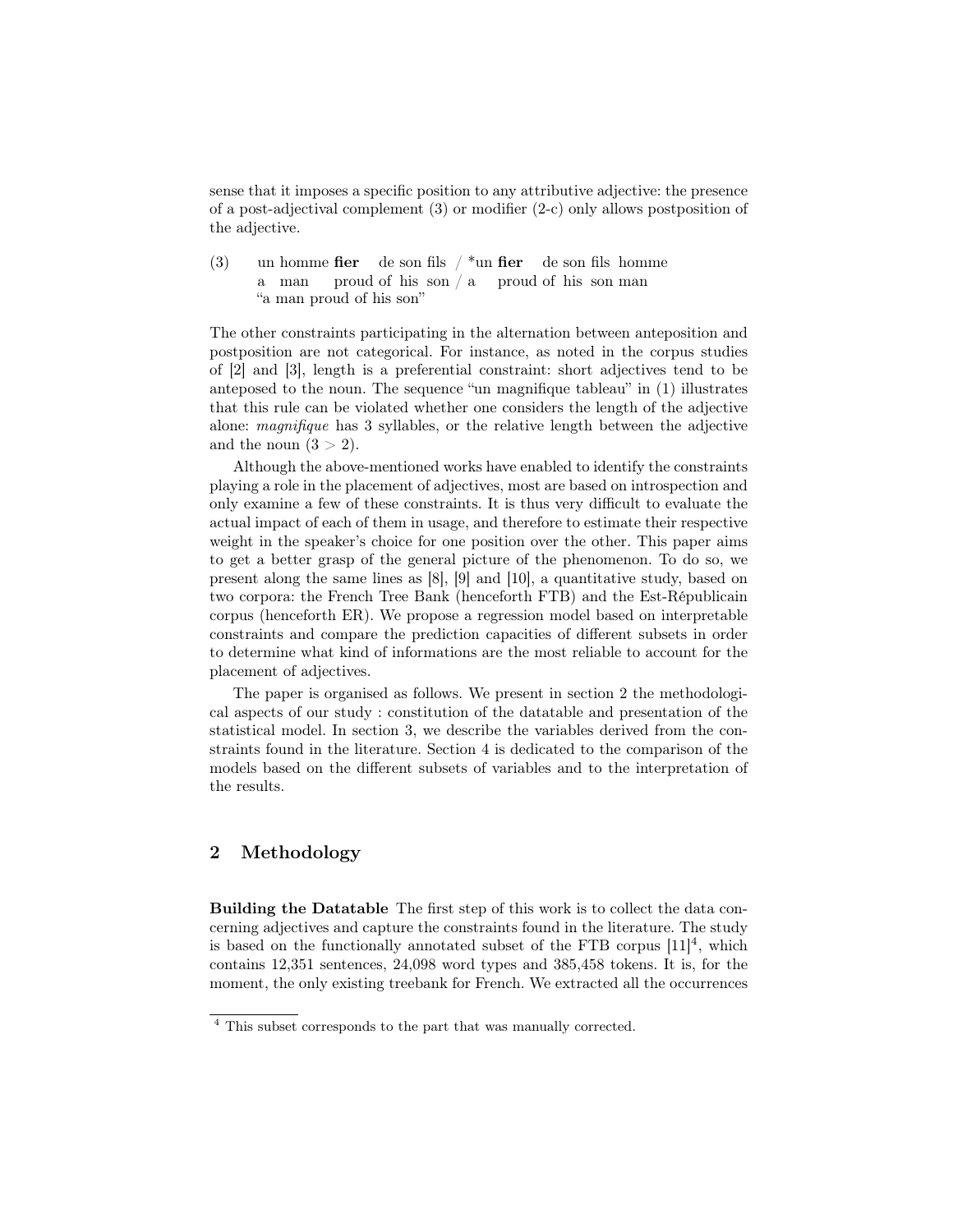sense that it imposes a specific position to any attributive adjective: the presence of a post-adjectival complement (3) or modifier (2-c) only allows postposition of the adjective.

(3) un homme **fier** de son fils / *un **fier** de son fils homme
a man proud of his son / a proud of his son man
"a man proud of his son"

The other constraints participating in the alternation between anteposition and postposition are not categorical. For instance, as noted in the corpus studies of [2] and [3], length is a preferential constraint: short adjectives tend to be anteposed to the noun. The sequence "un magnifique tableau" in (1) illustrates that this rule can be violated whether one considers the length of the adjective alone: *magnifique* has 3 syllables, or the relative length between the adjective and the noun ($3 > 2$).

Although the above-mentioned works have enabled to identify the constraints playing a role in the placement of adjectives, most are based on introspection and only examine a few of these constraints. It is thus very difficult to evaluate the actual impact of each of them in usage, and therefore to estimate their respective weight in the speaker's choice for one position over the other. This paper aims to get a better grasp of the general picture of the phenomenon. To do so, we present along the same lines as [8], [9] and [10], a quantitative study, based on two corpora: the French Tree Bank (henceforth FTB) and the Est-Républicain corpus (henceforth ER). We propose a regression model based on interpretable constraints and compare the prediction capacities of different subsets in order to determine what kind of informations are the most reliable to account for the placement of adjectives.

The paper is organised as follows. We present in section 2 the methodological aspects of our study : constitution of the datatable and presentation of the statistical model. In section 3, we describe the variables derived from the constraints found in the literature. Section 4 is dedicated to the comparison of the models based on the different subsets of variables and to the interpretation of the results.

## 2 Methodology

**Building the Datatable** The first step of this work is to collect the data concerning adjectives and capture the constraints found in the literature. The study is based on the functionally annotated subset of the FTB corpus [11][4], which contains 12,351 sentences, 24,098 word types and 385,458 tokens. It is, for the moment, the only existing treebank for French. We extracted all the occurrences

[4] This subset corresponds to the part that was manually corrected.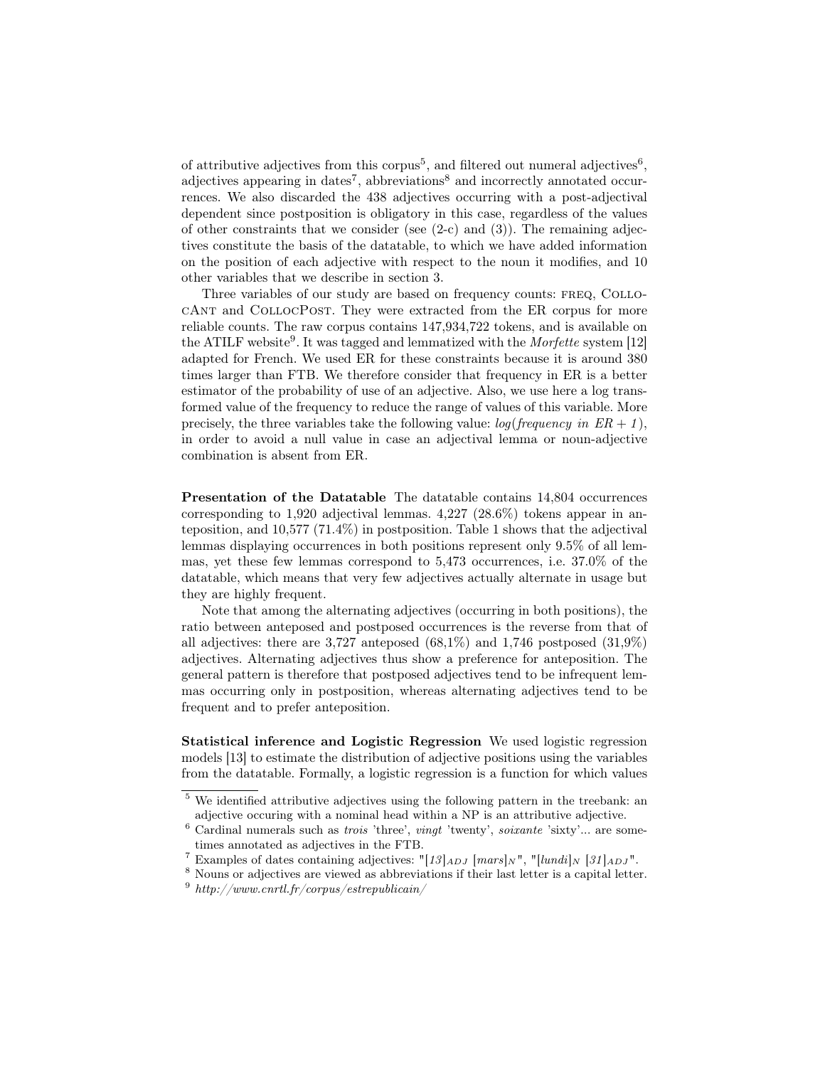of attributive adjectives from this corpus[5], and filtered out numeral adjectives[6], adjectives appearing in dates[7], abbreviations[8] and incorrectly annotated occurrences. We also discarded the 438 adjectives occurring with a post-adjectival dependent since postposition is obligatory in this case, regardless of the values of other constraints that we consider (see (2-c) and (3)). The remaining adjectives constitute the basis of the datatable, to which we have added information on the position of each adjective with respect to the noun it modifies, and 10 other variables that we describe in section 3.

Three variables of our study are based on frequency counts: FREQ, COLLOCANT and COLLOCPOST. They were extracted from the ER corpus for more reliable counts. The raw corpus contains 147,934,722 tokens, and is available on the ATILF website[9]. It was tagged and lemmatized with the *Morfette* system [12] adapted for French. We used ER for these constraints because it is around 380 times larger than FTB. We therefore consider that frequency in ER is a better estimator of the probability of use of an adjective. Also, we use here a log transformed value of the frequency to reduce the range of values of this variable. More precisely, the three variables take the following value: *log(frequency in ER + 1)*, in order to avoid a null value in case an adjectival lemma or noun-adjective combination is absent from ER.

**Presentation of the Datatable** The datatable contains 14,804 occurrences corresponding to 1,920 adjectival lemmas. 4,227 (28.6%) tokens appear in anteposition, and 10,577 (71.4%) in postposition. Table 1 shows that the adjectival lemmas displaying occurrences in both positions represent only 9.5% of all lemmas, yet these few lemmas correspond to 5,473 occurrences, i.e. 37.0% of the datatable, which means that very few adjectives actually alternate in usage but they are highly frequent.

Note that among the alternating adjectives (occurring in both positions), the ratio between anteposed and postposed occurrences is the reverse from that of all adjectives: there are 3,727 anteposed (68,1%) and 1,746 postposed (31,9%) adjectives. Alternating adjectives thus show a preference for anteposition. The general pattern is therefore that postposed adjectives tend to be infrequent lemmas occurring only in postposition, whereas alternating adjectives tend to be frequent and to prefer anteposition.

**Statistical inference and Logistic Regression** We used logistic regression models [13] to estimate the distribution of adjective positions using the variables from the datatable. Formally, a logistic regression is a function for which values

[5] We identified attributive adjectives using the following pattern in the treebank: an adjective occuring with a nominal head within a NP is an attributive adjective.

[6] Cardinal numerals such as *trois* 'three', *vingt* 'twenty', *soixante* 'sixty'... are sometimes annotated as adjectives in the FTB.

[7] Examples of dates containing adjectives: "$[13]_{ADJ}$ $[mars]_N$", "$[lundi]_N$ $[31]_{ADJ}$".

[8] Nouns or adjectives are viewed as abbreviations if their last letter is a capital letter.

[9] *http://www.cnrtl.fr/corpus/estrepublicain/*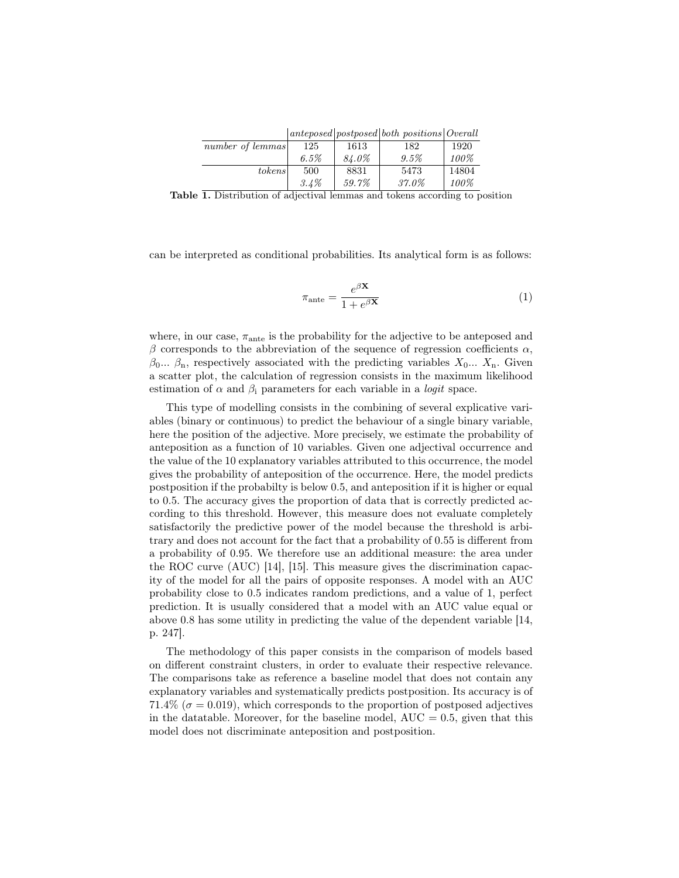| | *anteposed* | *postposed* | *both positions* | *Overall* |
|---|---|---|---|---|
| *number of lemmas* | 125 | 1613 | 182 | 1920 |
| | *6.5%* | *84.0%* | *9.5%* | *100%* |
| *tokens* | 500 | 8831 | 5473 | 14804 |
| | *3.4%* | *59.7%* | *37.0%* | *100%* |

**Table 1.** Distribution of adjectival lemmas and tokens according to position

can be interpreted as conditional probabilities. Its analytical form is as follows:

$$\pi_{\text{ante}} = \frac{e^{\beta \mathbf{X}}}{1 + e^{\beta \mathbf{X}}} \tag{1}$$

where, in our case, $\pi_{\text{ante}}$ is the probability for the adjective to be anteposed and $\beta$ corresponds to the abbreviation of the sequence of regression coefficients $\alpha$, $\beta_0$... $\beta_{\text{n}}$, respectively associated with the predicting variables $X_0$... $X_{\text{n}}$. Given a scatter plot, the calculation of regression consists in the maximum likelihood estimation of $\alpha$ and $\beta_{\text{i}}$ parameters for each variable in a *logit* space.

This type of modelling consists in the combining of several explicative variables (binary or continuous) to predict the behaviour of a single binary variable, here the position of the adjective. More precisely, we estimate the probability of anteposition as a function of 10 variables. Given one adjectival occurrence and the value of the 10 explanatory variables attributed to this occurrence, the model gives the probability of anteposition of the occurrence. Here, the model predicts postposition if the probabilty is below 0.5, and anteposition if it is higher or equal to 0.5. The accuracy gives the proportion of data that is correctly predicted according to this threshold. However, this measure does not evaluate completely satisfactorily the predictive power of the model because the threshold is arbitrary and does not account for the fact that a probability of 0.55 is different from a probability of 0.95. We therefore use an additional measure: the area under the ROC curve (AUC) [14], [15]. This measure gives the discrimination capacity of the model for all the pairs of opposite responses. A model with an AUC probability close to 0.5 indicates random predictions, and a value of 1, perfect prediction. It is usually considered that a model with an AUC value equal or above 0.8 has some utility in predicting the value of the dependent variable [14, p. 247].

The methodology of this paper consists in the comparison of models based on different constraint clusters, in order to evaluate their respective relevance. The comparisons take as reference a baseline model that does not contain any explanatory variables and systematically predicts postposition. Its accuracy is of 71.4% ($\sigma = 0.019$), which corresponds to the proportion of postposed adjectives in the datatable. Moreover, for the baseline model, AUC = 0.5, given that this model does not discriminate anteposition and postposition.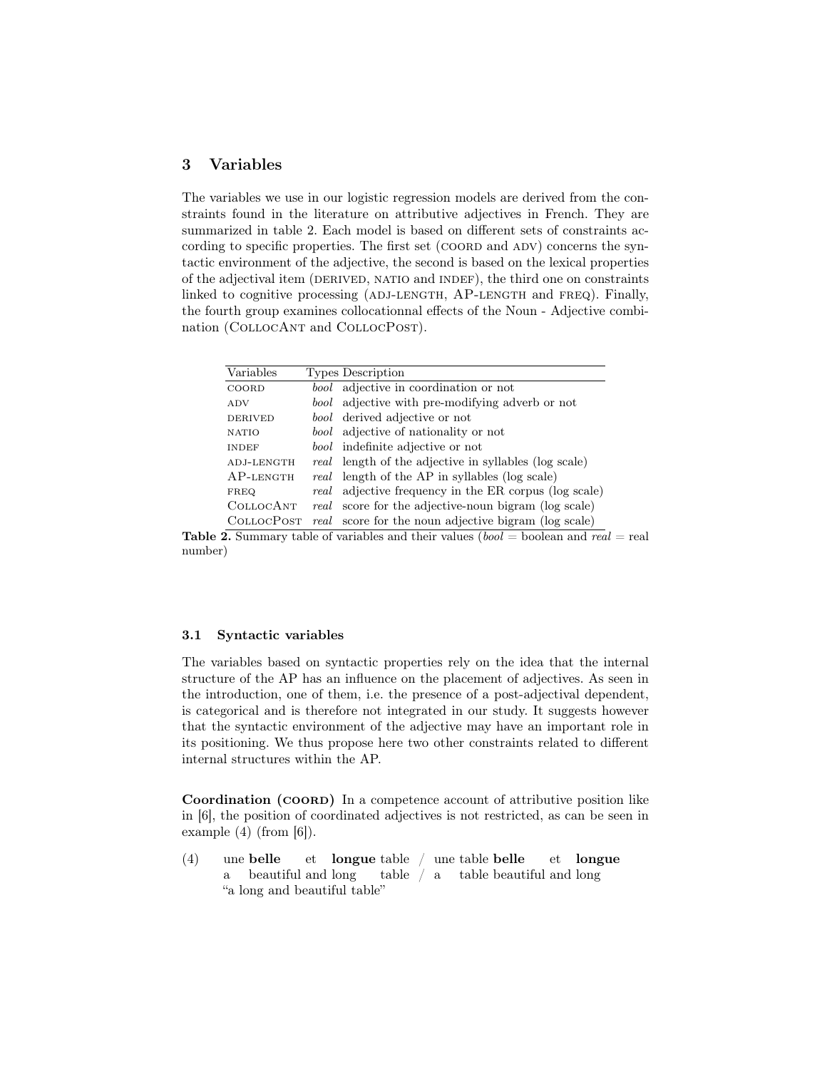## 3 Variables

The variables we use in our logistic regression models are derived from the constraints found in the literature on attributive adjectives in French. They are summarized in table 2. Each model is based on different sets of constraints according to specific properties. The first set (COORD and ADV) concerns the syntactic environment of the adjective, the second is based on the lexical properties of the adjectival item (DERIVED, NATIO and INDEF), the third one on constraints linked to cognitive processing (ADJ-LENGTH, AP-LENGTH and FREQ). Finally, the fourth group examines collocationnal effects of the Noun - Adjective combination (COLLOCANT and COLLOCPOST).

| Variables | Types | Description |
|---|---|---|
| COORD | *bool* | adjective in coordination or not |
| ADV | *bool* | adjective with pre-modifying adverb or not |
| DERIVED | *bool* | derived adjective or not |
| NATIO | *bool* | adjective of nationality or not |
| INDEF | *bool* | indefinite adjective or not |
| ADJ-LENGTH | *real* | length of the adjective in syllables (log scale) |
| AP-LENGTH | *real* | length of the AP in syllables (log scale) |
| FREQ | *real* | adjective frequency in the ER corpus (log scale) |
| COLLOCANT | *real* | score for the adjective-noun bigram (log scale) |
| COLLOCPOST | *real* | score for the noun adjective bigram (log scale) |

**Table 2.** Summary table of variables and their values (*bool* = boolean and *real* = real number)

### 3.1 Syntactic variables

The variables based on syntactic properties rely on the idea that the internal structure of the AP has an influence on the placement of adjectives. As seen in the introduction, one of them, i.e. the presence of a post-adjectival dependent, is categorical and is therefore not integrated in our study. It suggests however that the syntactic environment of the adjective may have an important role in its positioning. We thus propose here two other constraints related to different internal structures within the AP.

**Coordination (COORD)** In a competence account of attributive position like in [6], the position of coordinated adjectives is not restricted, as can be seen in example (4) (from [6]).

(4) une **belle** et **longue** table / une table **belle** et **longue**
a beautiful and long table / a table beautiful and long
"a long and beautiful table"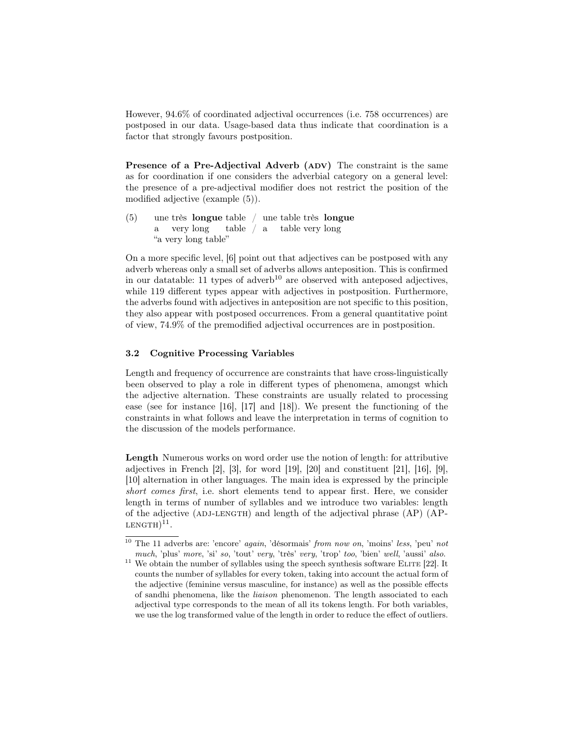However, 94.6% of coordinated adjectival occurrences (i.e. 758 occurrences) are postposed in our data. Usage-based data thus indicate that coordination is a factor that strongly favours postposition.

**Presence of a Pre-Adjectival Adverb (ADV)** The constraint is the same as for coordination if one considers the adverbial category on a general level: the presence of a pre-adjectival modifier does not restrict the position of the modified adjective (example (5)).

(5) une très **longue** table / une table très **longue**
a very long table / a table very long
"a very long table"

On a more specific level, [6] point out that adjectives can be postposed with any adverb whereas only a small set of adverbs allows anteposition. This is confirmed in our datatable: 11 types of adverb[10] are observed with anteposed adjectives, while 119 different types appear with adjectives in postposition. Furthermore, the adverbs found with adjectives in anteposition are not specific to this position, they also appear with postposed occurrences. From a general quantitative point of view, 74.9% of the premodified adjectival occurrences are in postposition.

### 3.2 Cognitive Processing Variables

Length and frequency of occurrence are constraints that have cross-linguistically been observed to play a role in different types of phenomena, amongst which the adjective alternation. These constraints are usually related to processing ease (see for instance [16], [17] and [18]). We present the functioning of the constraints in what follows and leave the interpretation in terms of cognition to the discussion of the models performance.

**Length** Numerous works on word order use the notion of length: for attributive adjectives in French [2], [3], for word [19], [20] and constituent [21], [16], [9], [10] alternation in other languages. The main idea is expressed by the principle *short comes first*, i.e. short elements tend to appear first. Here, we consider length in terms of number of syllables and we introduce two variables: length of the adjective (ADJ-LENGTH) and length of the adjectival phrase (AP) (AP-LENGTH)[11].

---

[10] The 11 adverbs are: 'encore' *again*, 'désormais' *from now on*, 'moins' *less*, 'peu' *not much*, 'plus' *more*, 'si' *so*, 'tout' *very*, 'très' *very*, 'trop' *too*, 'bien' *well*, 'aussi' *also*.

[11] We obtain the number of syllables using the speech synthesis software ELITE [22]. It counts the number of syllables for every token, taking into account the actual form of the adjective (feminine versus masculine, for instance) as well as the possible effects of sandhi phenomena, like the *liaison* phenomenon. The length associated to each adjectival type corresponds to the mean of all its tokens length. For both variables, we use the log transformed value of the length in order to reduce the effect of outliers.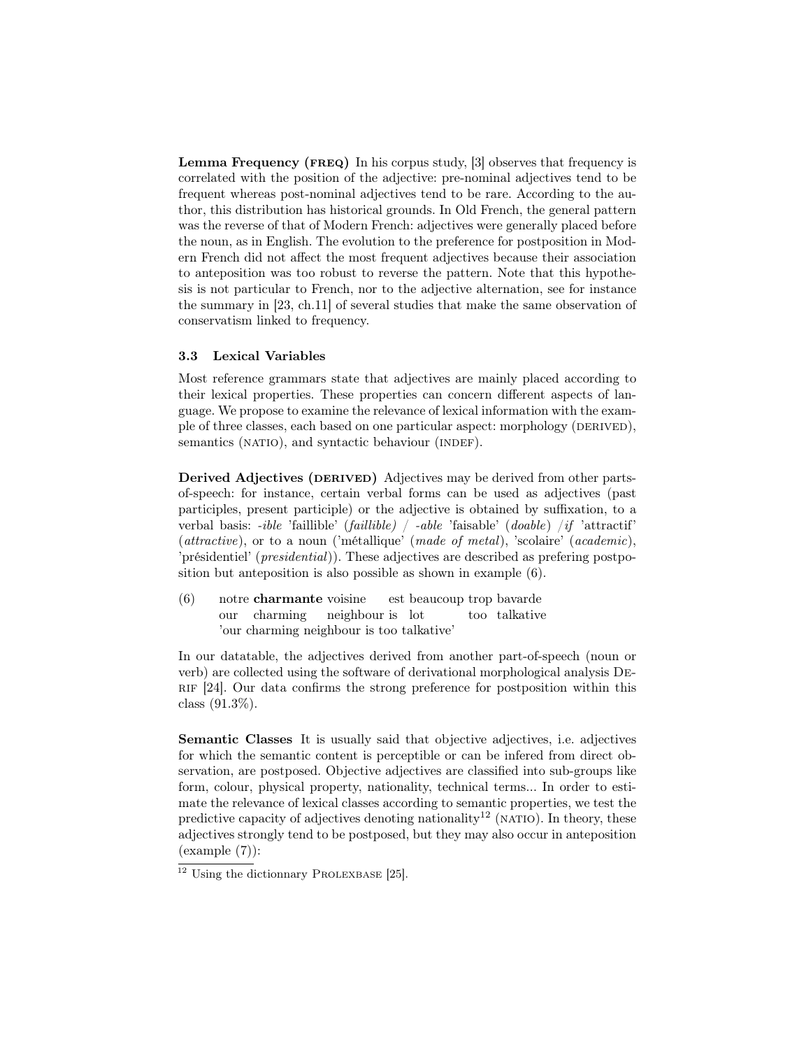**Lemma Frequency (FREQ)** In his corpus study, [3] observes that frequency is correlated with the position of the adjective: pre-nominal adjectives tend to be frequent whereas post-nominal adjectives tend to be rare. According to the author, this distribution has historical grounds. In Old French, the general pattern was the reverse of that of Modern French: adjectives were generally placed before the noun, as in English. The evolution to the preference for postposition in Modern French did not affect the most frequent adjectives because their association to anteposition was too robust to reverse the pattern. Note that this hypothesis is not particular to French, nor to the adjective alternation, see for instance the summary in [23, ch.11] of several studies that make the same observation of conservatism linked to frequency.

### 3.3 Lexical Variables

Most reference grammars state that adjectives are mainly placed according to their lexical properties. These properties can concern different aspects of language. We propose to examine the relevance of lexical information with the example of three classes, each based on one particular aspect: morphology (DERIVED), semantics (NATIO), and syntactic behaviour (INDEF).

**Derived Adjectives (DERIVED)** Adjectives may be derived from other parts-of-speech: for instance, certain verbal forms can be used as adjectives (past participles, present participle) or the adjective is obtained by suffixation, to a verbal basis: *-ible* 'faillible' (*faillible*) / *-able* 'faisable' (*doable*) /*if* 'attractif' (*attractive*), or to a noun ('métallique' (*made of metal*), 'scolaire' (*academic*), 'présidentiel' (*presidential*)). These adjectives are described as prefering postposition but anteposition is also possible as shown in example (6).

(6) notre **charmante** voisine est beaucoup trop bavarde
our charming neighbour is lot too talkative
'our charming neighbour is too talkative'

In our datatable, the adjectives derived from another part-of-speech (noun or verb) are collected using the software of derivational morphological analysis DERIF [24]. Our data confirms the strong preference for postposition within this class (91.3%).

**Semantic Classes** It is usually said that objective adjectives, i.e. adjectives for which the semantic content is perceptible or can be infered from direct observation, are postposed. Objective adjectives are classified into sub-groups like form, colour, physical property, nationality, technical terms... In order to estimate the relevance of lexical classes according to semantic properties, we test the predictive capacity of adjectives denoting nationality[12] (NATIO). In theory, these adjectives strongly tend to be postposed, but they may also occur in anteposition (example (7)):

[12] Using the dictionnary PROLEXBASE [25].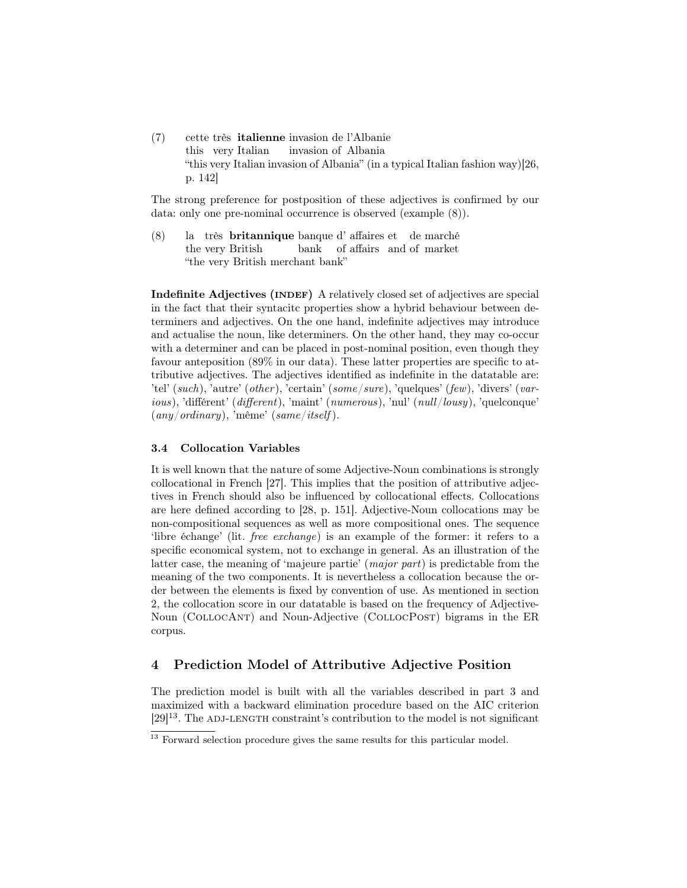(7) cette très **italienne** invasion de l'Albanie
this very Italian invasion of Albania
"this very Italian invasion of Albania" (in a typical Italian fashion way)[26, p. 142]

The strong preference for postposition of these adjectives is confirmed by our data: only one pre-nominal occurrence is observed (example (8)).

(8) la très **britannique** banque d' affaires et de marché
the very British bank of affairs and of market
"the very British merchant bank"

**Indefinite Adjectives (INDEF)** A relatively closed set of adjectives are special in the fact that their syntacitc properties show a hybrid behaviour between determiners and adjectives. On the one hand, indefinite adjectives may introduce and actualise the noun, like determiners. On the other hand, they may co-occur with a determiner and can be placed in post-nominal position, even though they favour anteposition (89% in our data). These latter properties are specific to attributive adjectives. The adjectives identified as indefinite in the datatable are: 'tel' (*such*), 'autre' (*other*), 'certain' (*some/sure*), 'quelques' (*few*), 'divers' (*various*), 'différent' (*different*), 'maint' (*numerous*), 'nul' (*null/lousy*), 'quelconque' (*any/ordinary*), 'même' (*same/itself*).

### 3.4 Collocation Variables

It is well known that the nature of some Adjective-Noun combinations is strongly collocational in French [27]. This implies that the position of attributive adjectives in French should also be influenced by collocational effects. Collocations are here defined according to [28, p. 151]. Adjective-Noun collocations may be non-compositional sequences as well as more compositional ones. The sequence 'libre échange' (lit. *free exchange*) is an example of the former: it refers to a specific economical system, not to exchange in general. As an illustration of the latter case, the meaning of 'majeure partie' (*major part*) is predictable from the meaning of the two components. It is nevertheless a collocation because the order between the elements is fixed by convention of use. As mentioned in section 2, the collocation score in our datatable is based on the frequency of Adjective-Noun (COLLOCANT) and Noun-Adjective (COLLOCPOST) bigrams in the ER corpus.

## 4 Prediction Model of Attributive Adjective Position

The prediction model is built with all the variables described in part 3 and maximized with a backward elimination procedure based on the AIC criterion [29][13]. The ADJ-LENGTH constraint's contribution to the model is not significant

[13] Forward selection procedure gives the same results for this particular model.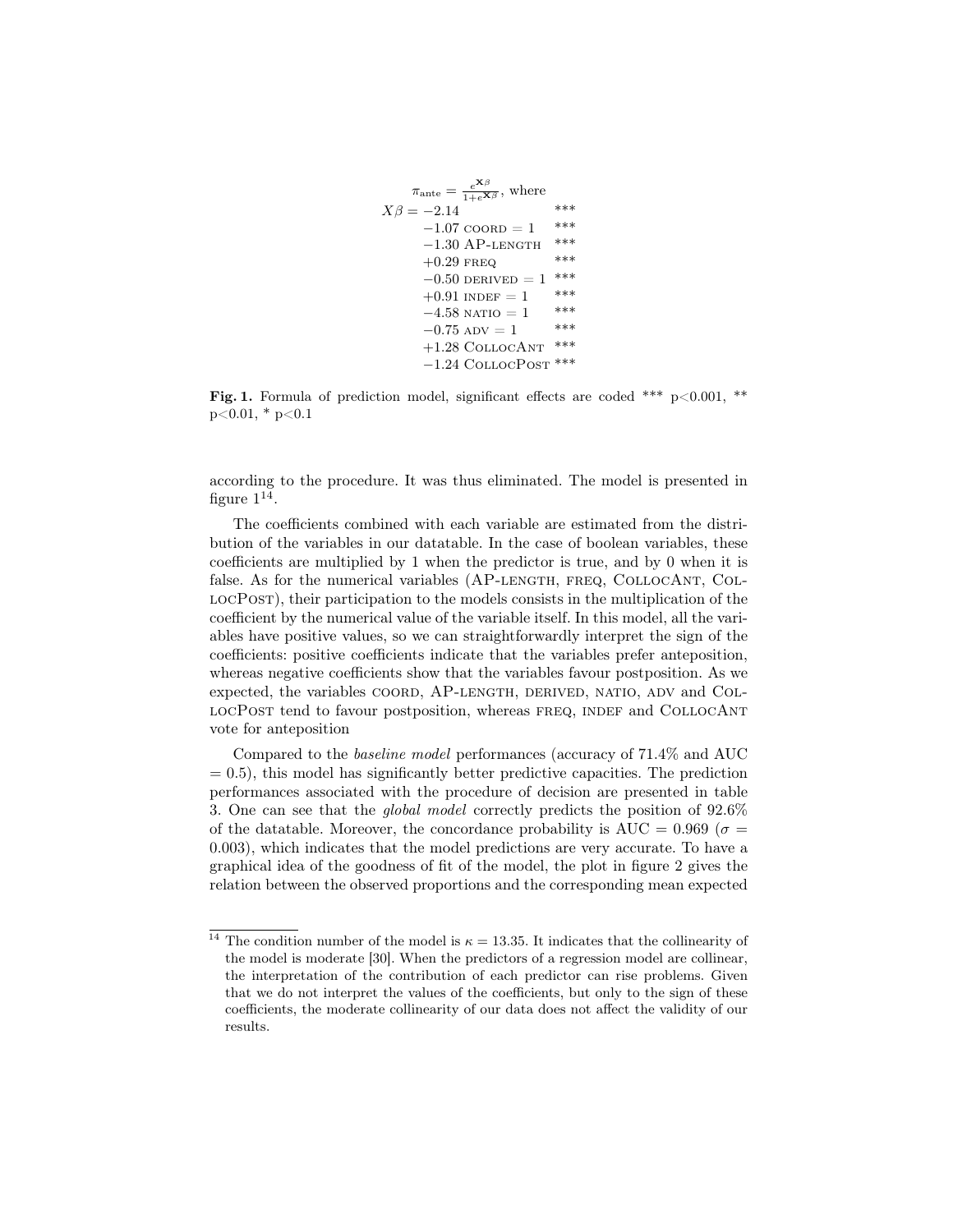$$
\pi_{\text{ante}} = \frac{e^{\mathbf{X}\beta}}{1+e^{\mathbf{X}\beta}}, \text{ where}
$$

$$
\begin{aligned}
X\beta = & -2.14 & *** \\
& -1.07 \text{ COORD} = 1 & *** \\
& -1.30 \text{ AP-LENGTH} & *** \\
& +0.29 \text{ FREQ} & *** \\
& -0.50 \text{ DERIVED} = 1 & *** \\
& +0.91 \text{ INDEF} = 1 & *** \\
& -4.58 \text{ NATIO} = 1 & *** \\
& -0.75 \text{ ADV} = 1 & *** \\
& +1.28 \text{ CollocAnt} & *** \\
& -1.24 \text{ CollocPost} & ***
\end{aligned}
$$

**Fig. 1.** Formula of prediction model, significant effects are coded *** p<0.001, ** p<0.01, * p<0.1

according to the procedure. It was thus eliminated. The model is presented in figure 1[14].

The coefficients combined with each variable are estimated from the distribution of the variables in our datatable. In the case of boolean variables, these coefficients are multiplied by 1 when the predictor is true, and by 0 when it is false. As for the numerical variables (AP-LENGTH, FREQ, CollocAnt, CollocPost), their participation to the models consists in the multiplication of the coefficient by the numerical value of the variable itself. In this model, all the variables have positive values, so we can straightforwardly interpret the sign of the coefficients: positive coefficients indicate that the variables prefer anteposition, whereas negative coefficients show that the variables favour postposition. As we expected, the variables COORD, AP-LENGTH, DERIVED, NATIO, ADV and CollocPost tend to favour postposition, whereas FREQ, INDEF and CollocAnt vote for anteposition

Compared to the *baseline model* performances (accuracy of 71.4% and AUC = 0.5), this model has significantly better predictive capacities. The prediction performances associated with the procedure of decision are presented in table 3. One can see that the *global model* correctly predicts the position of 92.6% of the datatable. Moreover, the concordance probability is AUC = 0.969 ($\sigma$ = 0.003), which indicates that the model predictions are very accurate. To have a graphical idea of the goodness of fit of the model, the plot in figure 2 gives the relation between the observed proportions and the corresponding mean expected

[14] The condition number of the model is $\kappa = 13.35$. It indicates that the collinearity of the model is moderate [30]. When the predictors of a regression model are collinear, the interpretation of the contribution of each predictor can rise problems. Given that we do not interpret the values of the coefficients, but only to the sign of these coefficients, the moderate collinearity of our data does not affect the validity of our results.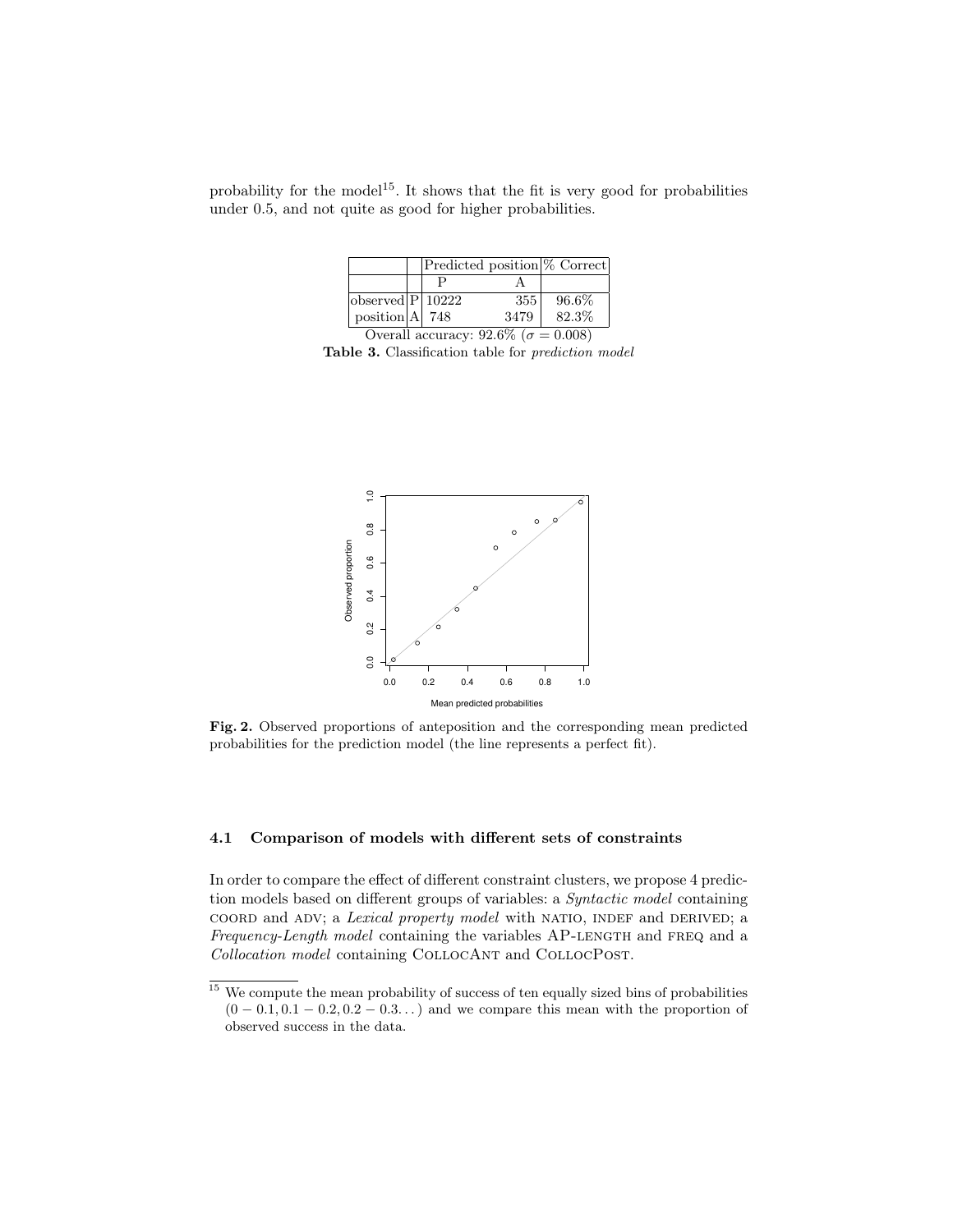probability for the model[15]. It shows that the fit is very good for probabilities under 0.5, and not quite as good for higher probabilities.

| | | Predicted position | | % Correct |
|---|---|---|---|---|
| | | P | A | |
| observed | P | 10222 | 355 | 96.6% |
| position | A | 748 | 3479 | 82.3% |

Overall accuracy: 92.6% ($\sigma = 0.008$)

**Table 3.** Classification table for *prediction model*

**Fig. 2.** Observed proportions of anteposition and the corresponding mean predicted probabilities for the prediction model (the line represents a perfect fit).

### 4.1 Comparison of models with different sets of constraints

In order to compare the effect of different constraint clusters, we propose 4 prediction models based on different groups of variables: a *Syntactic model* containing COORD and ADV; a *Lexical property model* with NATIO, INDEF and DERIVED; a *Frequency-Length model* containing the variables AP-LENGTH and FREQ and a *Collocation model* containing COLLOCANT and COLLOCPOST.

[15] We compute the mean probability of success of ten equally sized bins of probabilities $(0-0.1, 0.1-0.2, 0.2-0.3\ldots)$ and we compare this mean with the proportion of observed success in the data.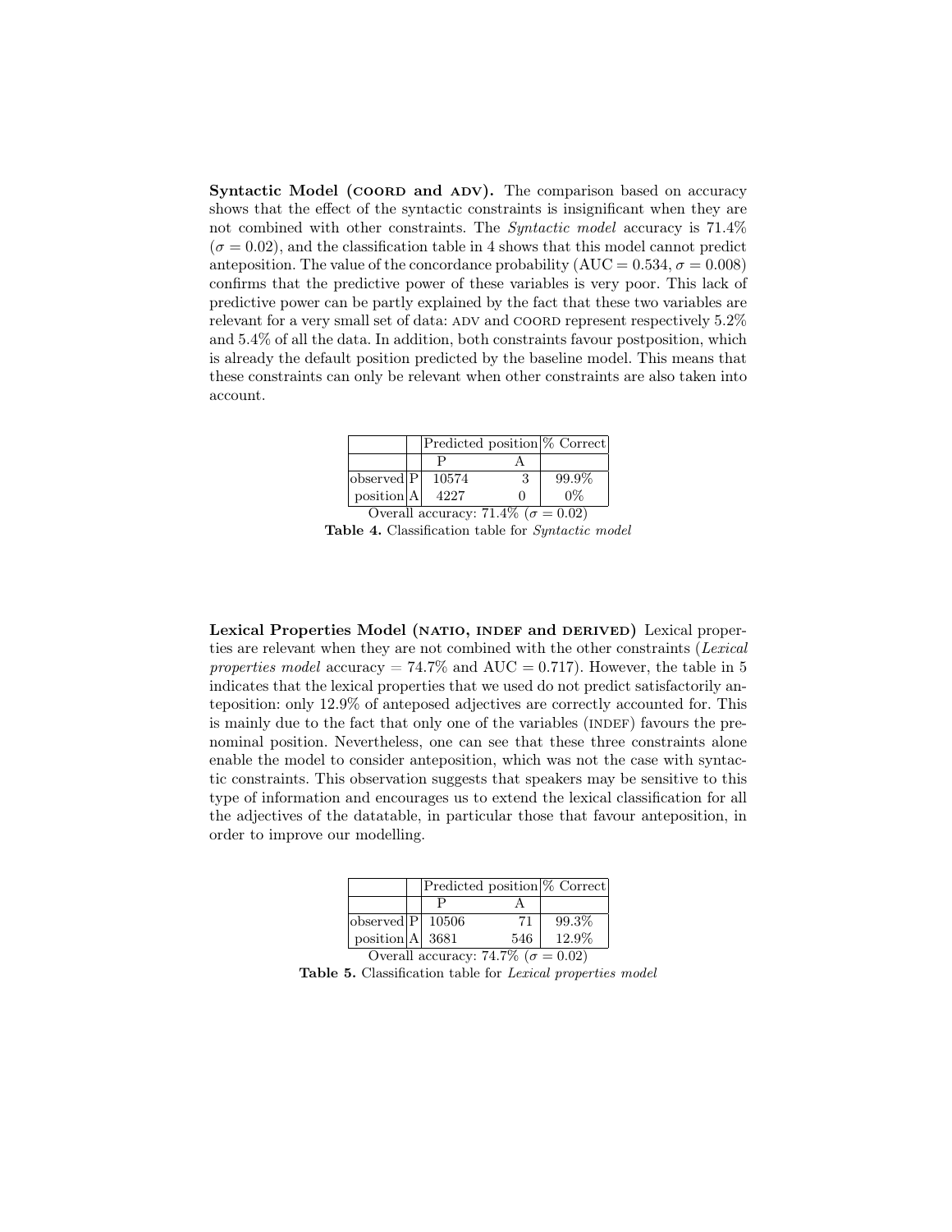**Syntactic Model (COORD and ADV).** The comparison based on accuracy shows that the effect of the syntactic constraints is insignificant when they are not combined with other constraints. The *Syntactic model* accuracy is 71.4% ($\sigma = 0.02$), and the classification table in 4 shows that this model cannot predict anteposition. The value of the concordance probability (AUC = 0.534, $\sigma = 0.008$) confirms that the predictive power of these variables is very poor. This lack of predictive power can be partly explained by the fact that these two variables are relevant for a very small set of data: ADV and COORD represent respectively 5.2% and 5.4% of all the data. In addition, both constraints favour postposition, which is already the default position predicted by the baseline model. This means that these constraints can only be relevant when other constraints are also taken into account.

| | | Predicted position | | % Correct |
|---|---|---|---|---|
| | | P | A | |
| observed | P | 10574 | 3 | 99.9% |
| position | A | 4227 | 0 | 0% |

Overall accuracy: 71.4% ($\sigma = 0.02$)

**Table 4.** Classification table for *Syntactic model*

**Lexical Properties Model (NATIO, INDEF and DERIVED)** Lexical properties are relevant when they are not combined with the other constraints (*Lexical properties model* accuracy = 74.7% and AUC = 0.717). However, the table in 5 indicates that the lexical properties that we used do not predict satisfactorily anteposition: only 12.9% of anteposed adjectives are correctly accounted for. This is mainly due to the fact that only one of the variables (INDEF) favours the prenominal position. Nevertheless, one can see that these three constraints alone enable the model to consider anteposition, which was not the case with syntactic constraints. This observation suggests that speakers may be sensitive to this type of information and encourages us to extend the lexical classification for all the adjectives of the datatable, in particular those that favour anteposition, in order to improve our modelling.

| | | Predicted position | | % Correct |
|---|---|---|---|---|
| | | P | A | |
| observed | P | 10506 | 71 | 99.3% |
| position | A | 3681 | 546 | 12.9% |

Overall accuracy: 74.7% ($\sigma = 0.02$)

**Table 5.** Classification table for *Lexical properties model*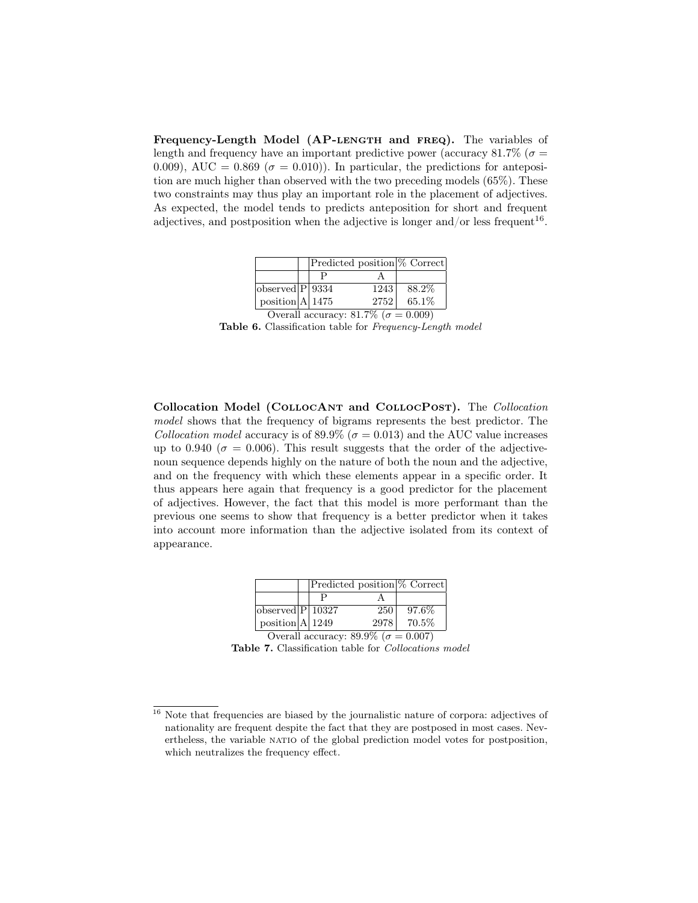**Frequency-Length Model (AP-LENGTH and FREQ).** The variables of length and frequency have an important predictive power (accuracy 81.7% ($\sigma = 0.009$), AUC = 0.869 ($\sigma = 0.010$)). In particular, the predictions for anteposition are much higher than observed with the two preceding models (65%). These two constraints may thus play an important role in the placement of adjectives. As expected, the model tends to predicts anteposition for short and frequent adjectives, and postposition when the adjective is longer and/or less frequent[16].

| | | Predicted position | | % Correct |
|---|---|---|---|---|
| | | P | A | |
| observed | P | 9334 | 1243 | 88.2% |
| position | A | 1475 | 2752 | 65.1% |

Overall accuracy: 81.7% ($\sigma = 0.009$)

**Table 6.** Classification table for *Frequency-Length model*

**Collocation Model (COLLOCANT and COLLOCPOST).** The *Collocation model* shows that the frequency of bigrams represents the best predictor. The *Collocation model* accuracy is of 89.9% ($\sigma = 0.013$) and the AUC value increases up to 0.940 ($\sigma = 0.006$). This result suggests that the order of the adjective-noun sequence depends highly on the nature of both the noun and the adjective, and on the frequency with which these elements appear in a specific order. It thus appears here again that frequency is a good predictor for the placement of adjectives. However, the fact that this model is more performant than the previous one seems to show that frequency is a better predictor when it takes into account more information than the adjective isolated from its context of appearance.

| | | Predicted position | | % Correct |
|---|---|---|---|---|
| | | P | A | |
| observed | P | 10327 | 250 | 97.6% |
| position | A | 1249 | 2978 | 70.5% |

Overall accuracy: 89.9% ($\sigma = 0.007$)

**Table 7.** Classification table for *Collocations model*

[16] Note that frequencies are biased by the journalistic nature of corpora: adjectives of nationality are frequent despite the fact that they are postposed in most cases. Nevertheless, the variable NATIO of the global prediction model votes for postposition, which neutralizes the frequency effect.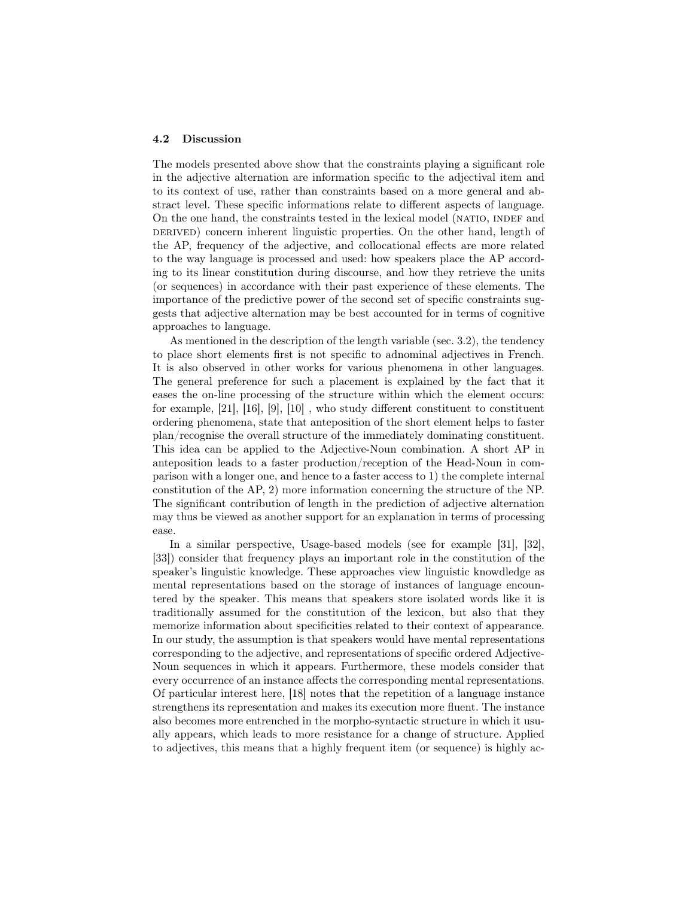### 4.2 Discussion

The models presented above show that the constraints playing a significant role in the adjective alternation are information specific to the adjectival item and to its context of use, rather than constraints based on a more general and abstract level. These specific informations relate to different aspects of language. On the one hand, the constraints tested in the lexical model (NATIO, INDEF and DERIVED) concern inherent linguistic properties. On the other hand, length of the AP, frequency of the adjective, and collocational effects are more related to the way language is processed and used: how speakers place the AP according to its linear constitution during discourse, and how they retrieve the units (or sequences) in accordance with their past experience of these elements. The importance of the predictive power of the second set of specific constraints suggests that adjective alternation may be best accounted for in terms of cognitive approaches to language.

As mentioned in the description of the length variable (sec. 3.2), the tendency to place short elements first is not specific to adnominal adjectives in French. It is also observed in other works for various phenomena in other languages. The general preference for such a placement is explained by the fact that it eases the on-line processing of the structure within which the element occurs: for example, [21], [16], [9], [10] , who study different constituent to constituent ordering phenomena, state that anteposition of the short element helps to faster plan/recognise the overall structure of the immediately dominating constituent. This idea can be applied to the Adjective-Noun combination. A short AP in anteposition leads to a faster production/reception of the Head-Noun in comparison with a longer one, and hence to a faster access to 1) the complete internal constitution of the AP, 2) more information concerning the structure of the NP. The significant contribution of length in the prediction of adjective alternation may thus be viewed as another support for an explanation in terms of processing ease.

In a similar perspective, Usage-based models (see for example [31], [32], [33]) consider that frequency plays an important role in the constitution of the speaker's linguistic knowledge. These approaches view linguistic knowdledge as mental representations based on the storage of instances of language encountered by the speaker. This means that speakers store isolated words like it is traditionally assumed for the constitution of the lexicon, but also that they memorize information about specificities related to their context of appearance. In our study, the assumption is that speakers would have mental representations corresponding to the adjective, and representations of specific ordered Adjective-Noun sequences in which it appears. Furthermore, these models consider that every occurrence of an instance affects the corresponding mental representations. Of particular interest here, [18] notes that the repetition of a language instance strengthens its representation and makes its execution more fluent. The instance also becomes more entrenched in the morpho-syntactic structure in which it usually appears, which leads to more resistance for a change of structure. Applied to adjectives, this means that a highly frequent item (or sequence) is highly ac-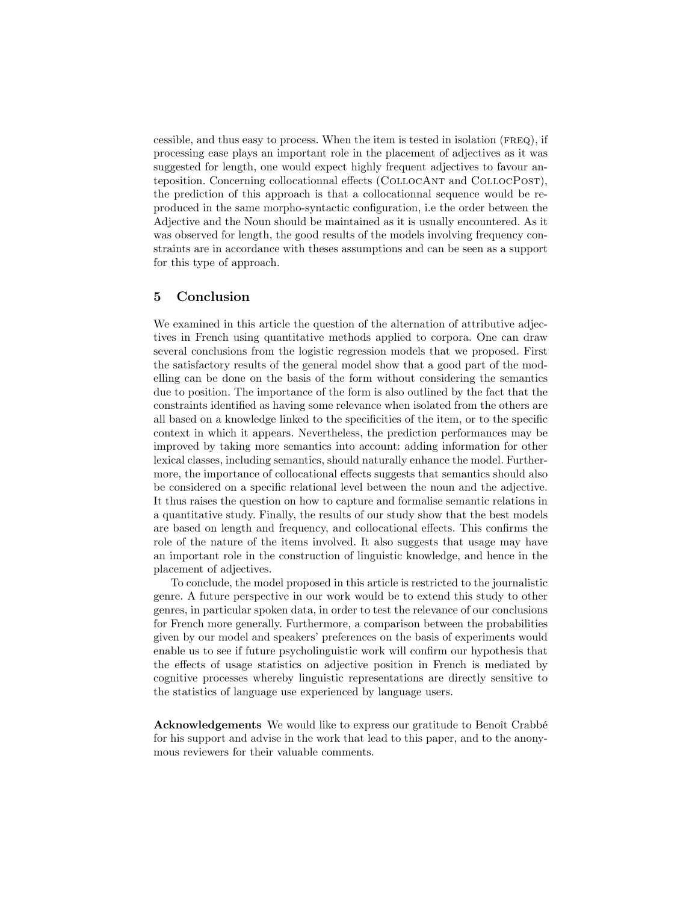cessible, and thus easy to process. When the item is tested in isolation (FREQ), if processing ease plays an important role in the placement of adjectives as it was suggested for length, one would expect highly frequent adjectives to favour anteposition. Concerning collocationnal effects (COLLOCANT and COLLOCPOST), the prediction of this approach is that a collocationnal sequence would be reproduced in the same morpho-syntactic configuration, i.e the order between the Adjective and the Noun should be maintained as it is usually encountered. As it was observed for length, the good results of the models involving frequency constraints are in accordance with theses assumptions and can be seen as a support for this type of approach.

## 5 Conclusion

We examined in this article the question of the alternation of attributive adjectives in French using quantitative methods applied to corpora. One can draw several conclusions from the logistic regression models that we proposed. First the satisfactory results of the general model show that a good part of the modelling can be done on the basis of the form without considering the semantics due to position. The importance of the form is also outlined by the fact that the constraints identified as having some relevance when isolated from the others are all based on a knowledge linked to the specificities of the item, or to the specific context in which it appears. Nevertheless, the prediction performances may be improved by taking more semantics into account: adding information for other lexical classes, including semantics, should naturally enhance the model. Furthermore, the importance of collocational effects suggests that semantics should also be considered on a specific relational level between the noun and the adjective. It thus raises the question on how to capture and formalise semantic relations in a quantitative study. Finally, the results of our study show that the best models are based on length and frequency, and collocational effects. This confirms the role of the nature of the items involved. It also suggests that usage may have an important role in the construction of linguistic knowledge, and hence in the placement of adjectives.

To conclude, the model proposed in this article is restricted to the journalistic genre. A future perspective in our work would be to extend this study to other genres, in particular spoken data, in order to test the relevance of our conclusions for French more generally. Furthermore, a comparison between the probabilities given by our model and speakers' preferences on the basis of experiments would enable us to see if future psycholinguistic work will confirm our hypothesis that the effects of usage statistics on adjective position in French is mediated by cognitive processes whereby linguistic representations are directly sensitive to the statistics of language use experienced by language users.

**Acknowledgements** We would like to express our gratitude to Benoît Crabbé for his support and advise in the work that lead to this paper, and to the anonymous reviewers for their valuable comments.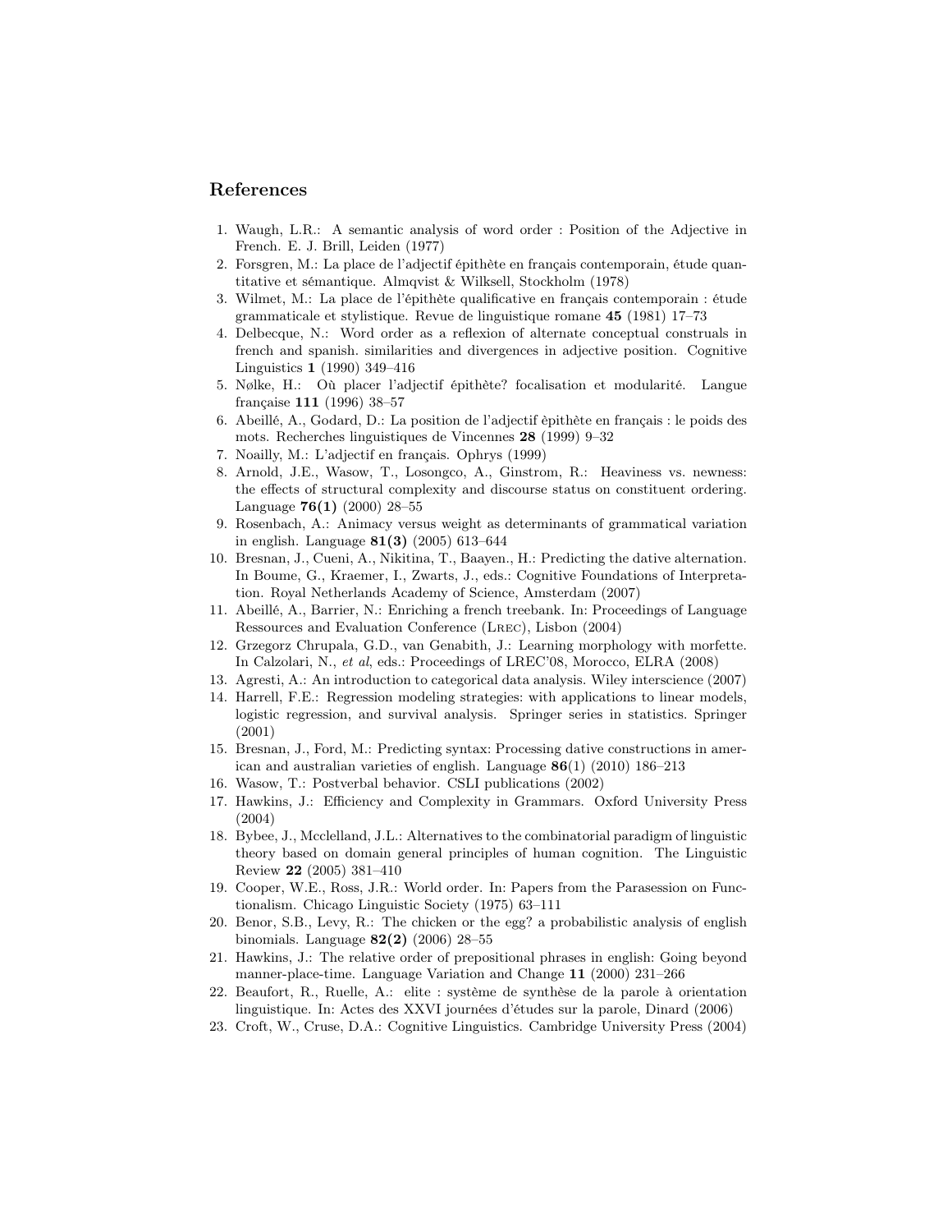## References

1. Waugh, L.R.: A semantic analysis of word order : Position of the Adjective in French. E. J. Brill, Leiden (1977)
2. Forsgren, M.: La place de l'adjectif épithète en français contemporain, étude quantitative et sémantique. Almqvist & Wilksell, Stockholm (1978)
3. Wilmet, M.: La place de l'épithète qualificative en français contemporain : étude grammaticale et stylistique. Revue de linguistique romane **45** (1981) 17–73
4. Delbecque, N.: Word order as a reflexion of alternate conceptual construals in french and spanish. similarities and divergences in adjective position. Cognitive Linguistics **1** (1990) 349–416
5. Nølke, H.: Où placer l'adjectif épithète? focalisation et modularité. Langue française **111** (1996) 38–57
6. Abeillé, A., Godard, D.: La position de l'adjectif èpithète en français : le poids des mots. Recherches linguistiques de Vincennes **28** (1999) 9–32
7. Noailly, M.: L'adjectif en français. Ophrys (1999)
8. Arnold, J.E., Wasow, T., Losongco, A., Ginstrom, R.: Heaviness vs. newness: the effects of structural complexity and discourse status on constituent ordering. Language **76(1)** (2000) 28–55
9. Rosenbach, A.: Animacy versus weight as determinants of grammatical variation in english. Language **81(3)** (2005) 613–644
10. Bresnan, J., Cueni, A., Nikitina, T., Baayen., H.: Predicting the dative alternation. In Boume, G., Kraemer, I., Zwarts, J., eds.: Cognitive Foundations of Interpretation. Royal Netherlands Academy of Science, Amsterdam (2007)
11. Abeillé, A., Barrier, N.: Enriching a french treebank. In: Proceedings of Language Ressources and Evaluation Conference (Lrec), Lisbon (2004)
12. Grzegorz Chrupala, G.D., van Genabith, J.: Learning morphology with morfette. In Calzolari, N., *et al*, eds.: Proceedings of LREC'08, Morocco, ELRA (2008)
13. Agresti, A.: An introduction to categorical data analysis. Wiley interscience (2007)
14. Harrell, F.E.: Regression modeling strategies: with applications to linear models, logistic regression, and survival analysis. Springer series in statistics. Springer (2001)
15. Bresnan, J., Ford, M.: Predicting syntax: Processing dative constructions in american and australian varieties of english. Language **86**(1) (2010) 186–213
16. Wasow, T.: Postverbal behavior. CSLI publications (2002)
17. Hawkins, J.: Efficiency and Complexity in Grammars. Oxford University Press (2004)
18. Bybee, J., Mcclelland, J.L.: Alternatives to the combinatorial paradigm of linguistic theory based on domain general principles of human cognition. The Linguistic Review **22** (2005) 381–410
19. Cooper, W.E., Ross, J.R.: World order. In: Papers from the Parasession on Functionalism. Chicago Linguistic Society (1975) 63–111
20. Benor, S.B., Levy, R.: The chicken or the egg? a probabilistic analysis of english binomials. Language **82(2)** (2006) 28–55
21. Hawkins, J.: The relative order of prepositional phrases in english: Going beyond manner-place-time. Language Variation and Change **11** (2000) 231–266
22. Beaufort, R., Ruelle, A.: elite : système de synthèse de la parole à orientation linguistique. In: Actes des XXVI journées d'études sur la parole, Dinard (2006)
23. Croft, W., Cruse, D.A.: Cognitive Linguistics. Cambridge University Press (2004)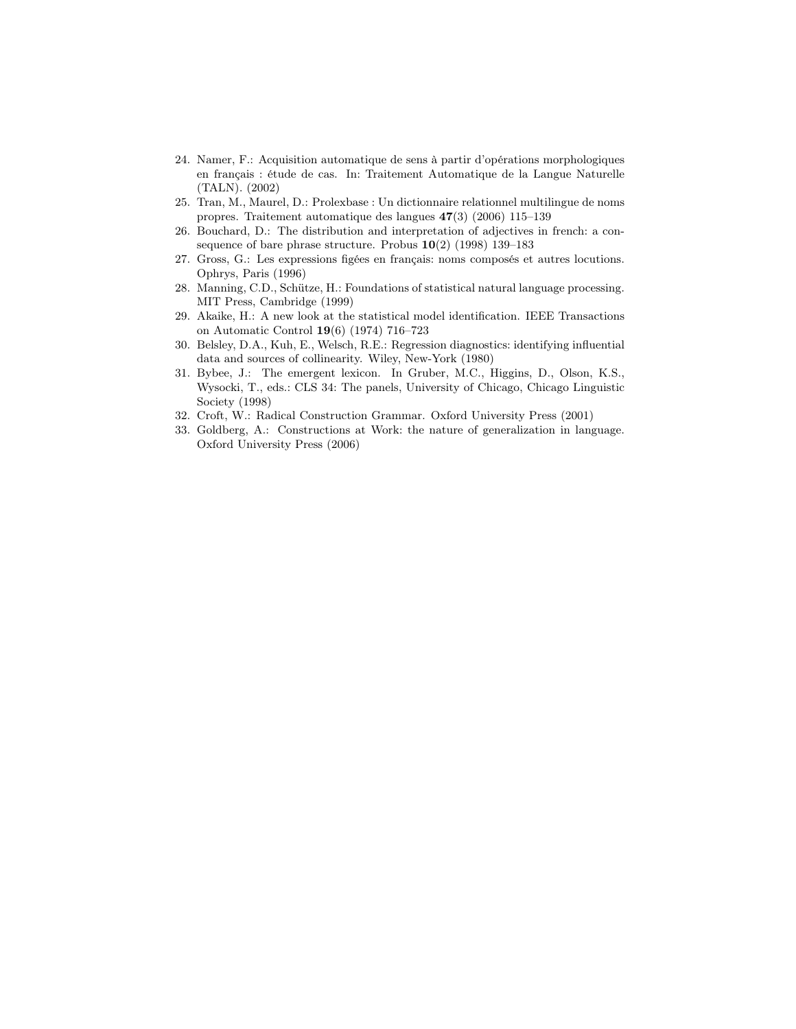24. Namer, F.: Acquisition automatique de sens à partir d'opérations morphologiques en français : étude de cas. In: Traitement Automatique de la Langue Naturelle (TALN). (2002)
25. Tran, M., Maurel, D.: Prolexbase : Un dictionnaire relationnel multilingue de noms propres. Traitement automatique des langues **47**(3) (2006) 115–139
26. Bouchard, D.: The distribution and interpretation of adjectives in french: a consequence of bare phrase structure. Probus **10**(2) (1998) 139–183
27. Gross, G.: Les expressions figées en français: noms composés et autres locutions. Ophrys, Paris (1996)
28. Manning, C.D., Schütze, H.: Foundations of statistical natural language processing. MIT Press, Cambridge (1999)
29. Akaike, H.: A new look at the statistical model identification. IEEE Transactions on Automatic Control **19**(6) (1974) 716–723
30. Belsley, D.A., Kuh, E., Welsch, R.E.: Regression diagnostics: identifying influential data and sources of collinearity. Wiley, New-York (1980)
31. Bybee, J.: The emergent lexicon. In Gruber, M.C., Higgins, D., Olson, K.S., Wysocki, T., eds.: CLS 34: The panels, University of Chicago, Chicago Linguistic Society (1998)
32. Croft, W.: Radical Construction Grammar. Oxford University Press (2001)
33. Goldberg, A.: Constructions at Work: the nature of generalization in language. Oxford University Press (2006)